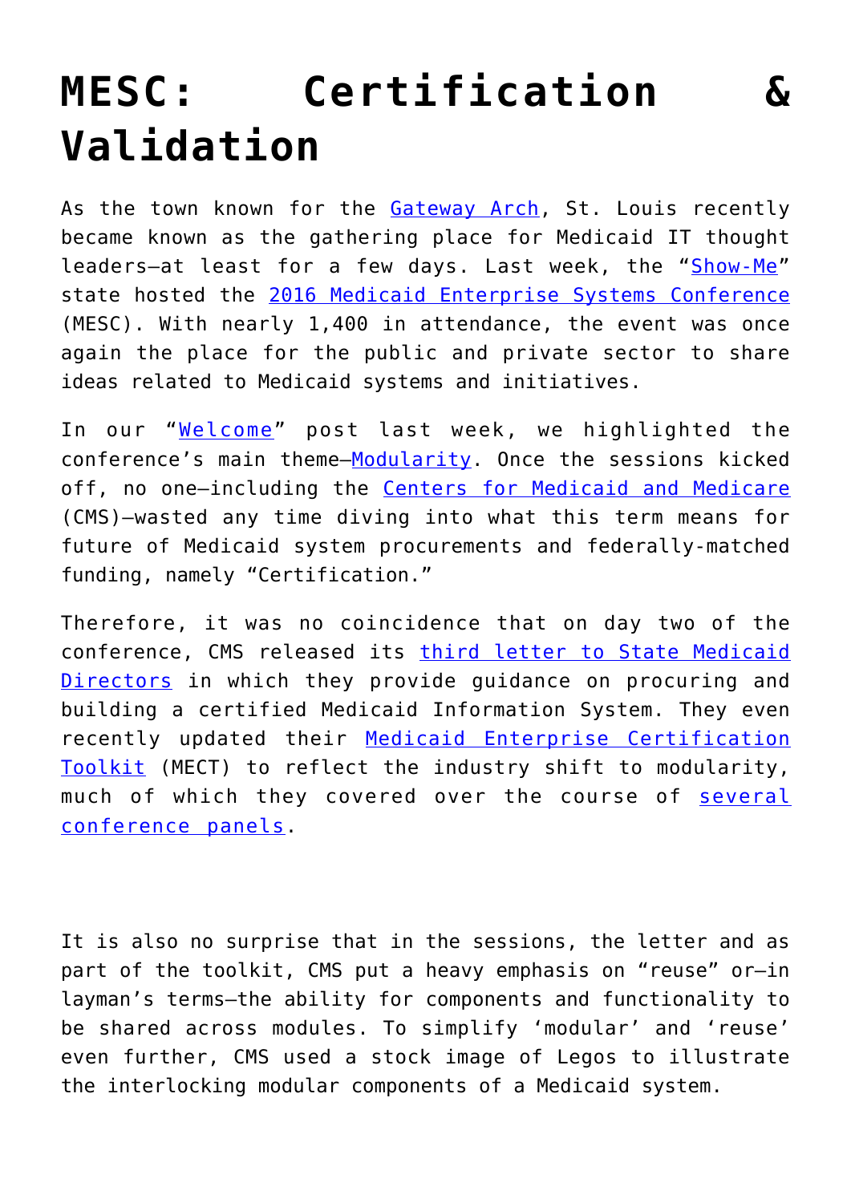# MESC: Certification & Validation

As the town known for the Gateway Arch, St. Louis recently became known as the gathering place for Medicaid IT thought leaders—at least for a few days. Last week, the "Show-Me" state hosted the 2016 Medicaid Enterprise Systems Conference (MESC). With nearly 1,400 in attendance, the event was once again the place for the public and private sector to share ideas related to Medicaid systems and initiatives.

In our "Welcome" post last week, we highlighted the conference's main theme—Modularity. Once the sessions kicked off, no one—including the Centers for Medicaid and Medicare (CMS)—wasted any time diving into what this term means for future of Medicaid system procurements and federally-matched funding, namely "Certification."

Therefore, it was no coincidence that on day two of the conference, CMS released its third letter to State Medicaid Directors in which they provide guidance on procuring and building a certified Medicaid Information System. They even recently updated their Medicaid Enterprise Certification Toolkit (MECT) to reflect the industry shift to modularity, much of which they covered over the course of several conference panels.

It is also no surprise that in the sessions, the letter and as part of the toolkit, CMS put a heavy emphasis on "reuse" or—in layman's terms—the ability for components and functionality to be shared across modules. To simplify 'modular' and 'reuse' even further, CMS used a stock image of Legos to illustrate the interlocking modular components of a Medicaid system.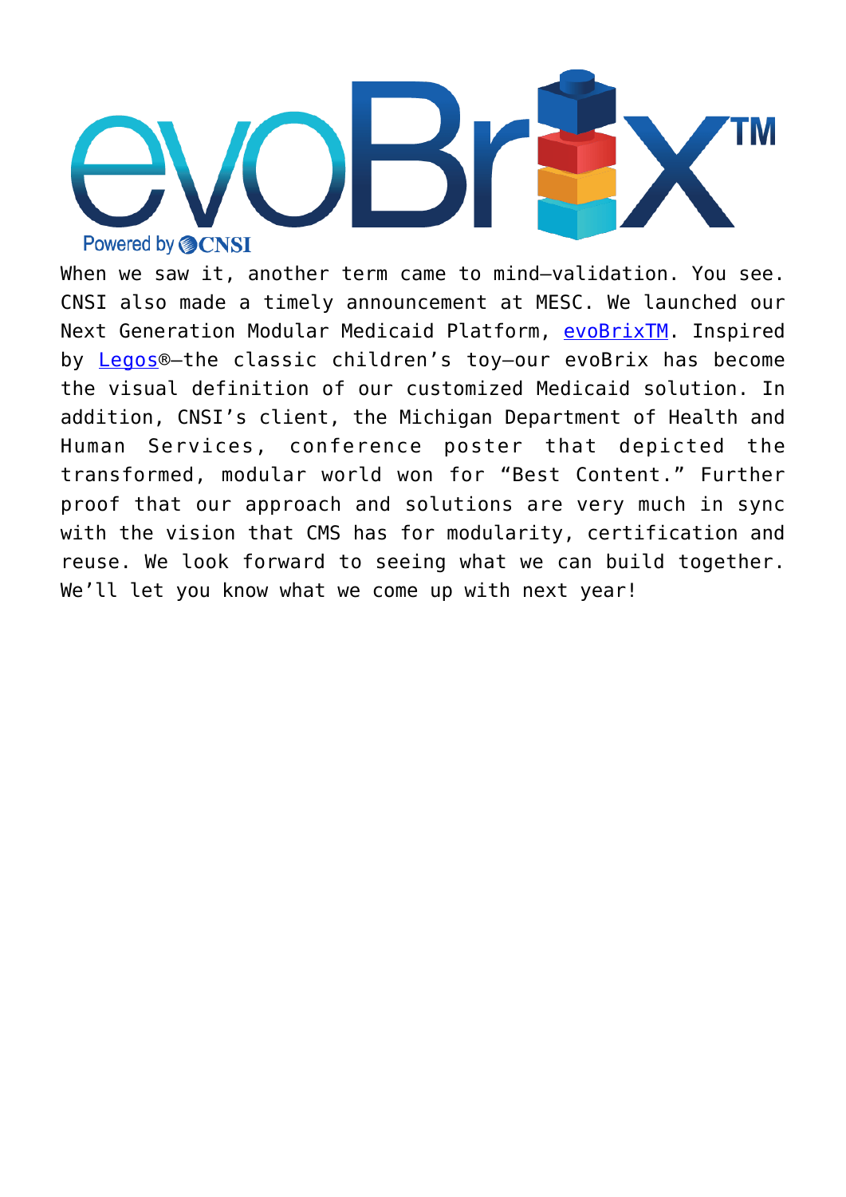When we saw it, another term came to mind—validation. You see. CNSI also made a timely announcement at MESC. We launched our Next Generation Modular Medicaid Platform, evoBrixTM. Inspired by Legos®—the classic children's toy—our evoBrix has become the visual definition of our customized Medicaid solution. In addition, CNSI's client, the Michigan Department of Health and Human Services, conference poster that depicted the transformed, modular world won for "Best Content." Further proof that our approach and solutions are very much in sync with the vision that CMS has for modularity, certification and reuse. We look forward to seeing what we can build together. We'll let you know what we come up with next year!